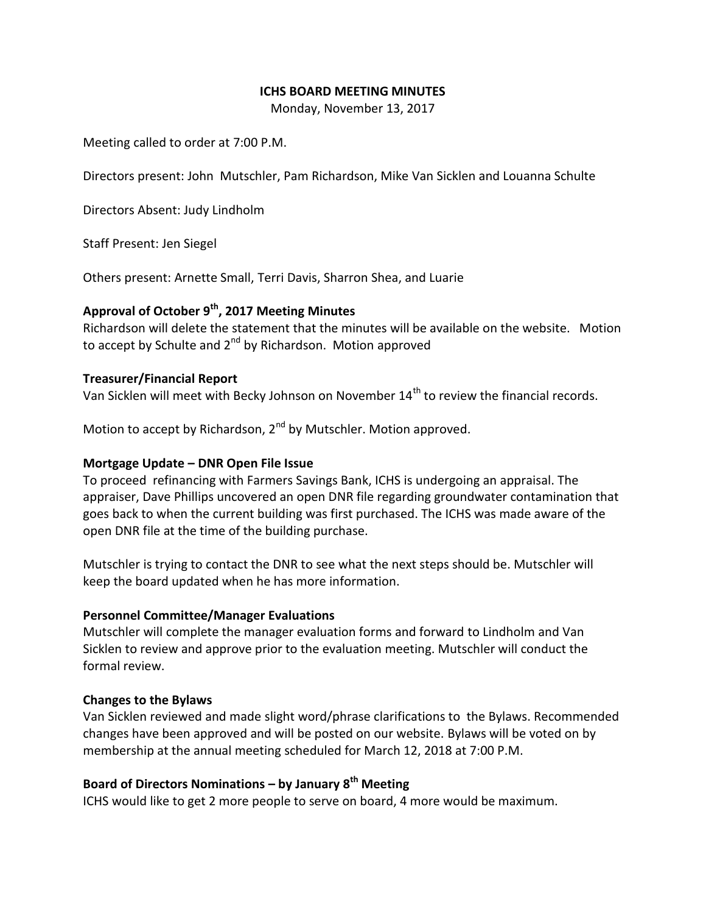# ICHS BOARD MEETING MINUTES

Monday, November 13, 2017

Meeting called to order at 7:00 P.M.

Directors present: John Mutschler, Pam Richardson, Mike Van Sicklen and Louanna Schulte

Directors Absent: Judy Lindholm

Staff Present: Jen Siegel

Others present: Arnette Small, Terri Davis, Sharron Shea, and Luarie

## Approval of October 9th, 2017 Meeting Minutes

Richardson will delete the statement that the minutes will be available on the website. Motion to accept by Schulte and 2nd by Richardson. Motion approved

## Treasurer/Financial Report

Van Sicklen will meet with Becky Johnson on November 14th to review the financial records.

Motion to accept by Richardson, 2nd by Mutschler. Motion approved.

## Mortgage Update – DNR Open File Issue

To proceed refinancing with Farmers Savings Bank, ICHS is undergoing an appraisal. The appraiser, Dave Phillips uncovered an open DNR file regarding groundwater contamination that goes back to when the current building was first purchased. The ICHS was made aware of the open DNR file at the time of the building purchase.

Mutschler is trying to contact the DNR to see what the next steps should be. Mutschler will keep the board updated when he has more information.

## Personnel Committee/Manager Evaluations

Mutschler will complete the manager evaluation forms and forward to Lindholm and Van Sicklen to review and approve prior to the evaluation meeting. Mutschler will conduct the formal review.

## Changes to the Bylaws

Van Sicklen reviewed and made slight word/phrase clarifications to the Bylaws. Recommended changes have been approved and will be posted on our website. Bylaws will be voted on by membership at the annual meeting scheduled for March 12, 2018 at 7:00 P.M.

## Board of Directors Nominations – by January 8th Meeting

ICHS would like to get 2 more people to serve on board, 4 more would be maximum.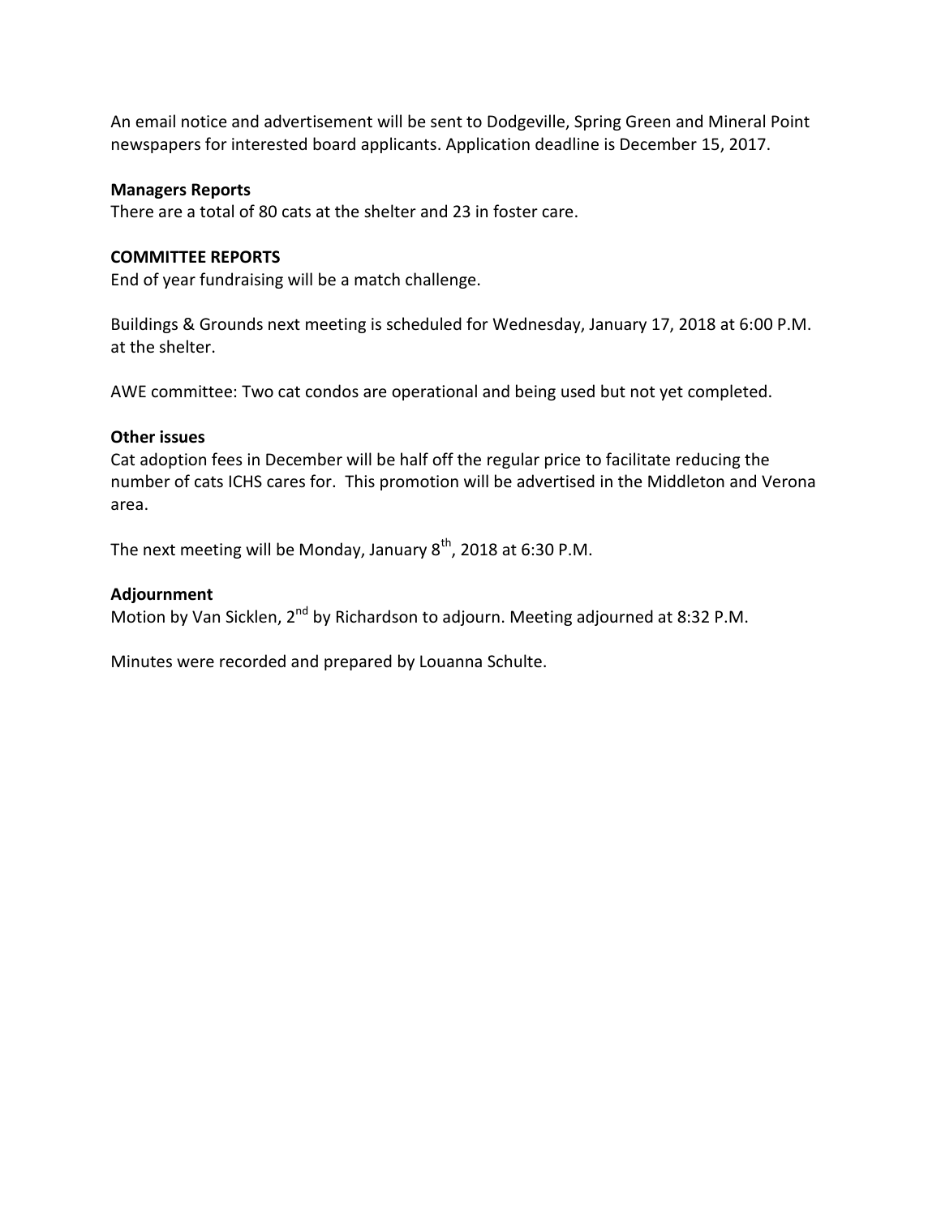An email notice and advertisement will be sent to Dodgeville, Spring Green and Mineral Point newspapers for interested board applicants. Application deadline is December 15, 2017.

**Managers Reports**
There are a total of 80 cats at the shelter and 23 in foster care.

**COMMITTEE REPORTS**
End of year fundraising will be a match challenge.

Buildings & Grounds next meeting is scheduled for Wednesday, January 17, 2018 at 6:00 P.M. at the shelter.

AWE committee: Two cat condos are operational and being used but not yet completed.

**Other issues**
Cat adoption fees in December will be half off the regular price to facilitate reducing the number of cats ICHS cares for. This promotion will be advertised in the Middleton and Verona area.

The next meeting will be Monday, January 8th, 2018 at 6:30 P.M.

**Adjournment**
Motion by Van Sicklen, 2nd by Richardson to adjourn. Meeting adjourned at 8:32 P.M.

Minutes were recorded and prepared by Louanna Schulte.